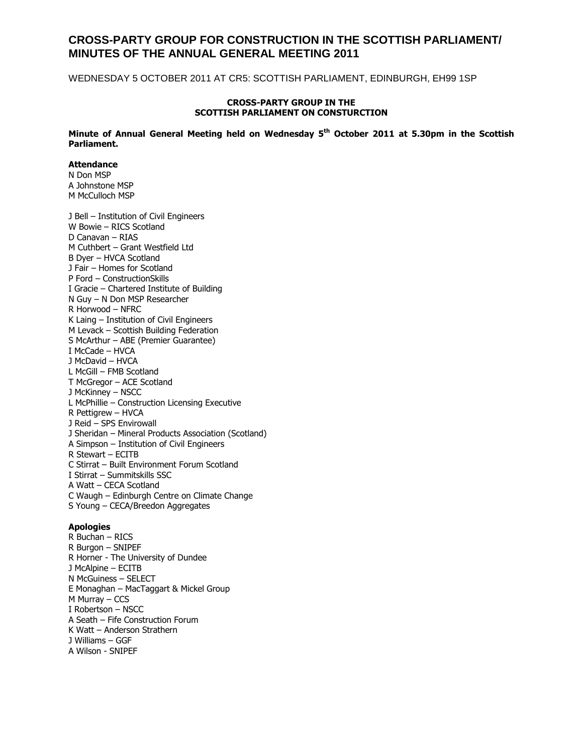# CROSS-PARTY GROUP FOR CONSTRUCTION IN THE SCOTTISH PARLIAMENT/ MINUTES OF THE ANNUAL GENERAL MEETING 2011

WEDNESDAY 5 OCTOBER 2011 AT CR5: SCOTTISH PARLIAMENT, EDINBURGH, EH99 1SP

**CROSS-PARTY GROUP IN THE SCOTTISH PARLIAMENT ON CONSTURCTION**

**Minute of Annual General Meeting held on Wednesday 5th October 2011 at 5.30pm in the Scottish Parliament.**

**Attendance**

N Don MSP
A Johnstone MSP
M McCulloch MSP

J Bell – Institution of Civil Engineers
W Bowie – RICS Scotland
D Canavan – RIAS
M Cuthbert – Grant Westfield Ltd
B Dyer – HVCA Scotland
J Fair – Homes for Scotland
P Ford – ConstructionSkills
I Gracie – Chartered Institute of Building
N Guy – N Don MSP Researcher
R Horwood – NFRC
K Laing – Institution of Civil Engineers
M Levack – Scottish Building Federation
S McArthur – ABE (Premier Guarantee)
I McCade – HVCA
J McDavid – HVCA
L McGill – FMB Scotland
T McGregor – ACE Scotland
J McKinney – NSCC
L McPhillie – Construction Licensing Executive
R Pettigrew – HVCA
J Reid – SPS Envirowall
J Sheridan – Mineral Products Association (Scotland)
A Simpson – Institution of Civil Engineers
R Stewart – ECITB
C Stirrat – Built Environment Forum Scotland
I Stirrat – Summitskills SSC
A Watt – CECA Scotland
C Waugh – Edinburgh Centre on Climate Change
S Young – CECA/Breedon Aggregates

**Apologies**

R Buchan – RICS
R Burgon – SNIPEF
R Horner - The University of Dundee
J McAlpine – ECITB
N McGuiness – SELECT
E Monaghan – MacTaggart & Mickel Group
M Murray – CCS
I Robertson – NSCC
A Seath – Fife Construction Forum
K Watt – Anderson Strathern
J Williams – GGF
A Wilson - SNIPEF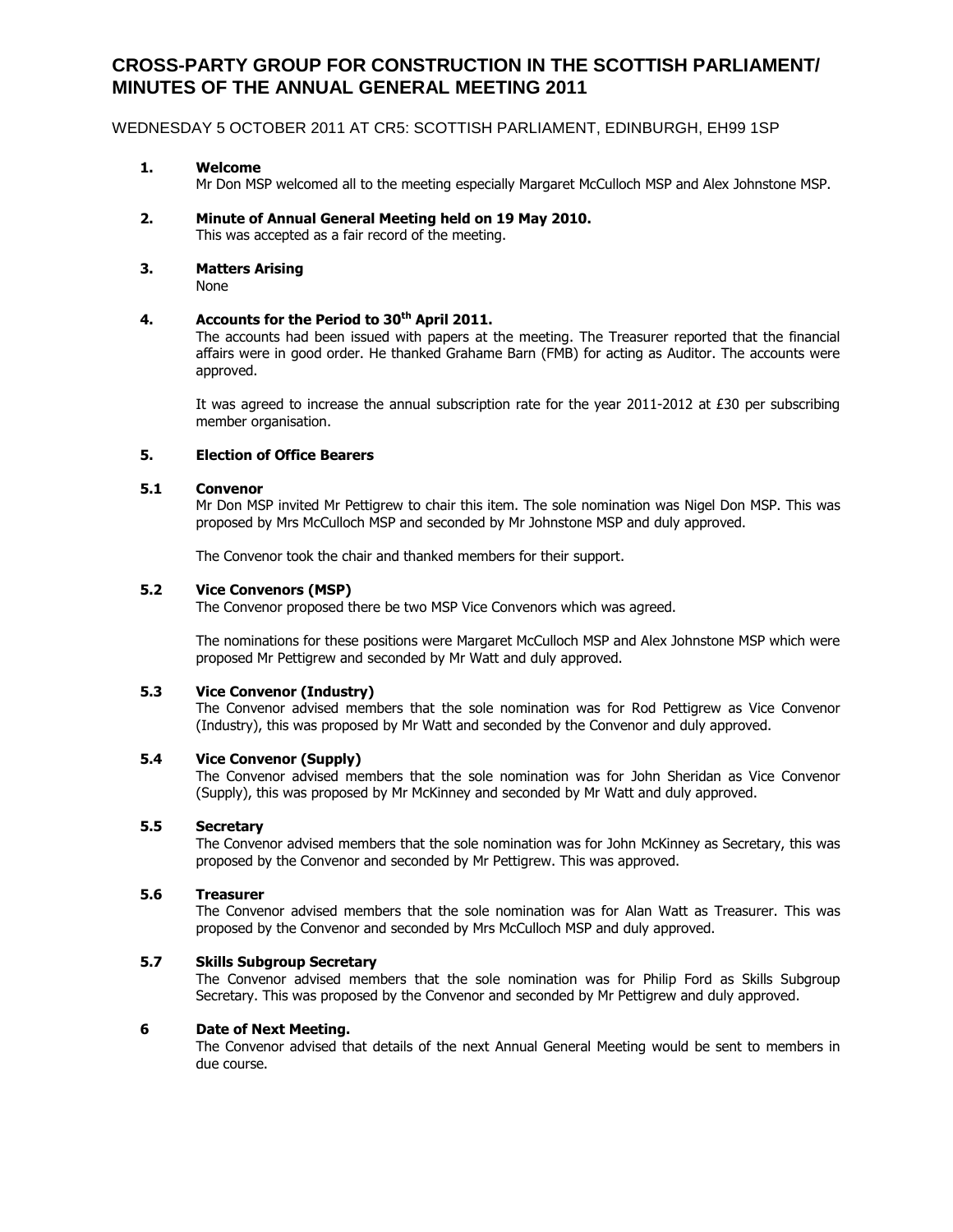# CROSS-PARTY GROUP FOR CONSTRUCTION IN THE SCOTTISH PARLIAMENT/ MINUTES OF THE ANNUAL GENERAL MEETING 2011

WEDNESDAY 5 OCTOBER 2011 AT CR5: SCOTTISH PARLIAMENT, EDINBURGH, EH99 1SP

**1. Welcome**

Mr Don MSP welcomed all to the meeting especially Margaret McCulloch MSP and Alex Johnstone MSP.

**2. Minute of Annual General Meeting held on 19 May 2010.**

This was accepted as a fair record of the meeting.

**3. Matters Arising**

None

**4. Accounts for the Period to 30th April 2011.**

The accounts had been issued with papers at the meeting. The Treasurer reported that the financial affairs were in good order. He thanked Grahame Barn (FMB) for acting as Auditor. The accounts were approved.

It was agreed to increase the annual subscription rate for the year 2011-2012 at £30 per subscribing member organisation.

**5. Election of Office Bearers**

**5.1 Convenor**

Mr Don MSP invited Mr Pettigrew to chair this item. The sole nomination was Nigel Don MSP. This was proposed by Mrs McCulloch MSP and seconded by Mr Johnstone MSP and duly approved.

The Convenor took the chair and thanked members for their support.

**5.2 Vice Convenors (MSP)**

The Convenor proposed there be two MSP Vice Convenors which was agreed.

The nominations for these positions were Margaret McCulloch MSP and Alex Johnstone MSP which were proposed Mr Pettigrew and seconded by Mr Watt and duly approved.

**5.3 Vice Convenor (Industry)**

The Convenor advised members that the sole nomination was for Rod Pettigrew as Vice Convenor (Industry), this was proposed by Mr Watt and seconded by the Convenor and duly approved.

**5.4 Vice Convenor (Supply)**

The Convenor advised members that the sole nomination was for John Sheridan as Vice Convenor (Supply), this was proposed by Mr McKinney and seconded by Mr Watt and duly approved.

**5.5 Secretary**

The Convenor advised members that the sole nomination was for John McKinney as Secretary, this was proposed by the Convenor and seconded by Mr Pettigrew. This was approved.

**5.6 Treasurer**

The Convenor advised members that the sole nomination was for Alan Watt as Treasurer. This was proposed by the Convenor and seconded by Mrs McCulloch MSP and duly approved.

**5.7 Skills Subgroup Secretary**

The Convenor advised members that the sole nomination was for Philip Ford as Skills Subgroup Secretary. This was proposed by the Convenor and seconded by Mr Pettigrew and duly approved.

**6 Date of Next Meeting.**

The Convenor advised that details of the next Annual General Meeting would be sent to members in due course.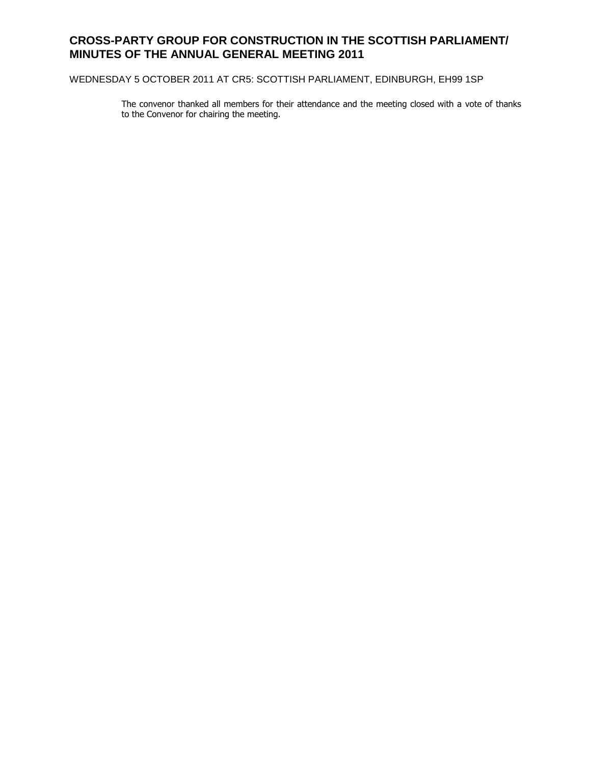The convenor thanked all members for their attendance and the meeting closed with a vote of thanks to the Convenor for chairing the meeting.